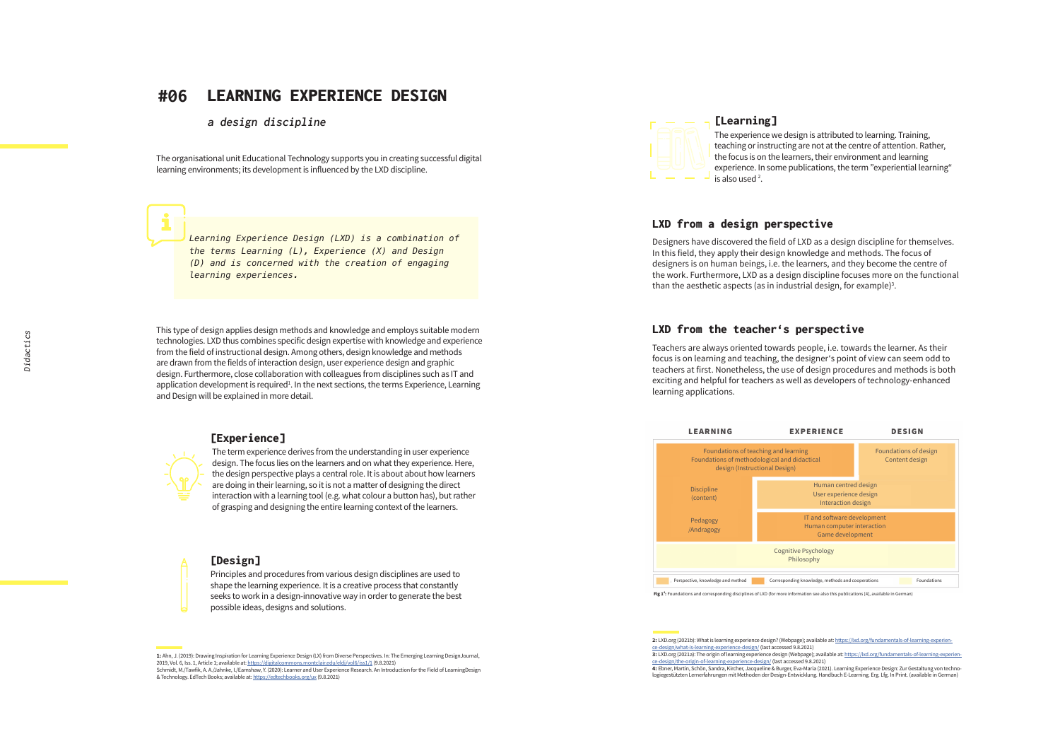# #06 LEARNING EXPERIENCE DESIGN

*a design discipline*

The organisational unit Educational Technology supports you in creating successful digital learning environments; its development is influenced by the LXD discipline.

> *Learning Experience Design (LXD) is a combination of the terms Learning (L), Experience (X) and Design (D) and is concerned with the creation of engaging learning experiences.*

This type of design applies design methods and knowledge and employs suitable modern technologies. LXD thus combines specific design expertise with knowledge and experience from the field of instructional design. Among others, design knowledge and methods are drawn from the fields of interaction design, user experience design and graphic design. Furthermore, close collaboration with colleagues from disciplines such as IT and application development is required[1]. In the next sections, the terms Experience, Learning and Design will be explained in more detail.

### [Experience]

The term experience derives from the understanding in user experience design. The focus lies on the learners and on what they experience. Here, the design perspective plays a central role. It is about about how learners are doing in their learning, so it is not a matter of designing the direct interaction with a learning tool (e.g. what colour a button has), but rather of grasping and designing the entire learning context of the learners.

### [Design]

Principles and procedures from various design disciplines are used to shape the learning experience. It is a creative process that constantly seeks to work in a design-innovative way in order to generate the best possible ideas, designs and solutions.

### [Learning]

The experience we design is attributed to learning. Training, teaching or instructing are not at the centre of attention. Rather, the focus is on the learners, their environment and learning experience. In some publications, the term "experiential learning" is also used [2].

## LXD from a design perspective

Designers have discovered the field of LXD as a design discipline for themselves. In this field, they apply their design knowledge and methods. The focus of designers is on human beings, i.e. the learners, and they become the centre of the work. Furthermore, LXD as a design discipline focuses more on the functional than the aesthetic aspects (as in industrial design, for example)[3].

## LXD from the teacher's perspective

Teachers are always oriented towards people, i.e. towards the learner. As their focus is on learning and teaching, the designer's point of view can seem odd to teachers at first. Nonetheless, the use of design procedures and methods is both exciting and helpful for teachers as well as developers of technology-enhanced learning applications.

| LEARNING | EXPERIENCE | DESIGN |
|---|---|---|
| Foundations of teaching and learning<br>Foundations of methodological and didactical design (Instructional Design) | | Foundations of design<br>Content design |
| Discipline (content) | Human centred design<br>User experience design<br>Interaction design | |
| Pedagogy /Andragogy | IT and software development<br>Human computer interaction<br>Game development | |
| Cognitive Psychology<br>Philosophy | | |

Legend: Perspective, knowledge and method | Corresponding knowledge, methods and cooperations | Foundations

**Fig 1[4]:** Foundations and corresponding disciplines of LXD (for more information see also this publications [4], available in German)

---

**1:** Ahn, J. (2019): Drawing Inspiration for Learning Experience Design (LX) from Diverse Perspectives. In: The Emerging Learning Design Journal, 2019, Vol. 6, Iss. 1, Article 1; available at: https://digitalcommons.montclair.edu/eldj/vol6/iss1/1 (9.8.2021)
Schmidt, M./Tawfik, A. A./Jahnke, I./Earnshaw, Y. (2020): Learner and User Experience Research. An Introduction for the Field of LearningDesign & Technology. EdTech Books; available at: https://edtechbooks.org/ux (9.8.2021)

**2:** LXD.org (2021b): What is learning experience design? (Webpage); available at: https://lxd.org/fundamentals-of-learning-experience-design/what-is-learning-experience-design/ (last accessed 9.8.2021)
**3:** LXD.org (2021a): The origin of learning experience design (Webpage); available at: https://lxd.org/fundamentals-of-learning-experience-design/the-origin-of-learning-experience-design/ (last accessed 9.8.2021)
**4:** Ebner, Martin, Schön, Sandra, Kircher, Jacqueline & Burger, Eva-Maria (2021). Learning Experience Design: Zur Gestaltung von technologiegestützten Lernerfahrungen mit Methoden der Design-Entwicklung. Handbuch E-Learning. Erg. Lfg. In Print. (available in German)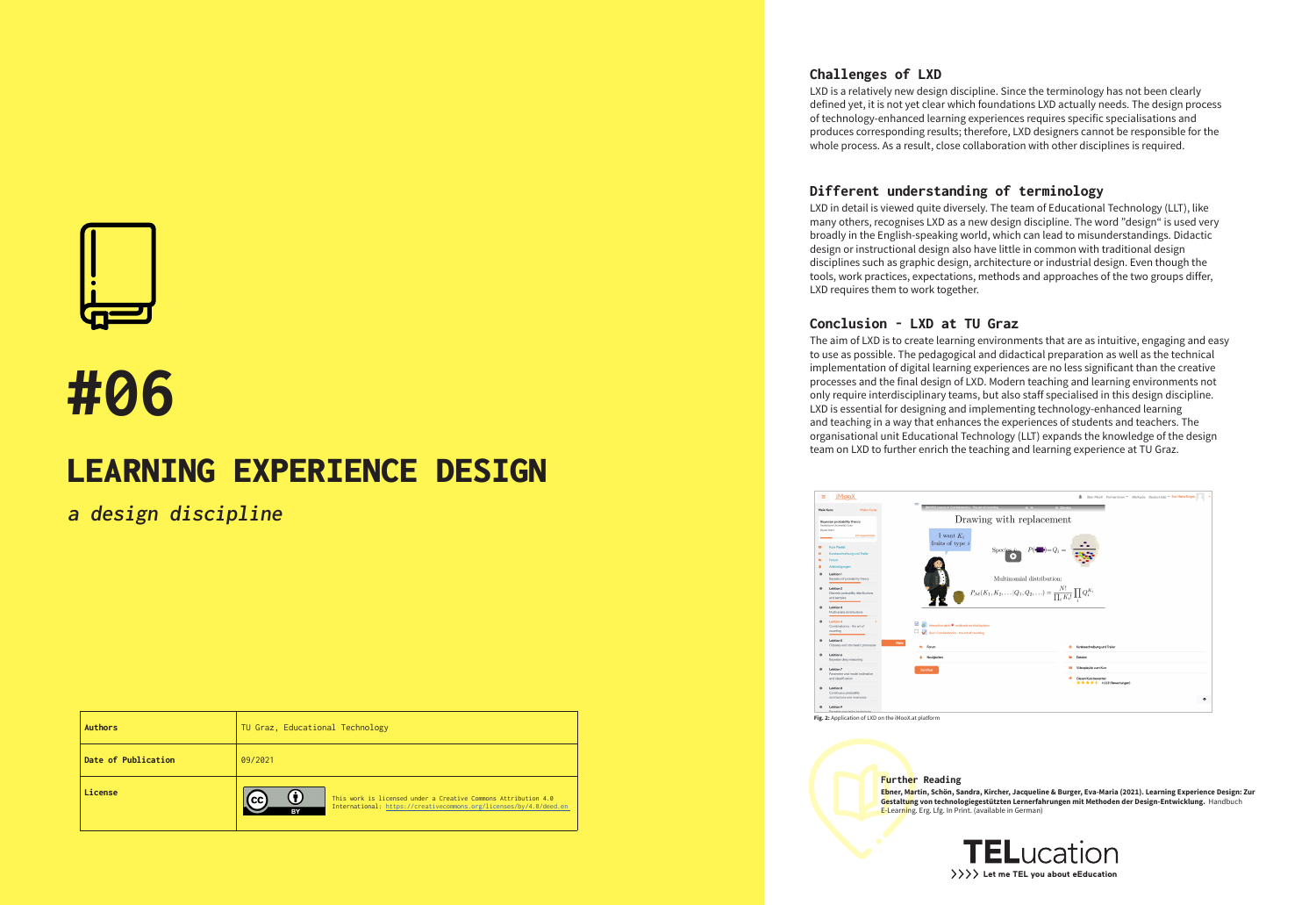# #06

# LEARNING EXPERIENCE DESIGN

*a design discipline*

| | |
|---|---|
| **Authors** | TU Graz, Educational Technology |
| **Date of Publication** | 09/2021 |
| **License** | This work is licensed under a Creative Commons Attribution 4.0 International: https://creativecommons.org/licenses/by/4.0/deed.en |

## Challenges of LXD

LXD is a relatively new design discipline. Since the terminology has not been clearly defined yet, it is not yet clear which foundations LXD actually needs. The design process of technology-enhanced learning experiences requires specific specialisations and produces corresponding results; therefore, LXD designers cannot be responsible for the whole process. As a result, close collaboration with other disciplines is required.

## Different understanding of terminology

LXD in detail is viewed quite diversely. The team of Educational Technology (LLT), like many others, recognises LXD as a new design discipline. The word "design" is used very broadly in the English-speaking world, which can lead to misunderstandings. Didactic design or instructional design also have little in common with traditional design disciplines such as graphic design, architecture or industrial design. Even though the tools, work practices, expectations, methods and approaches of the two groups differ, LXD requires them to work together.

## Conclusion – LXD at TU Graz

The aim of LXD is to create learning environments that are as intuitive, engaging and easy to use as possible. The pedagogical and didactical preparation as well as the technical implementation of digital learning experiences are no less significant than the creative processes and the final design of LXD. Modern teaching and learning environments not only require interdisciplinary teams, but also staff specialised in this design discipline. LXD is essential for designing and implementing technology-enhanced learning and teaching in a way that enhances the experiences of students and teachers. The organisational unit Educational Technology (LLT) expands the knowledge of the design team on LXD to further enrich the teaching and learning experience at TU Graz.

**Fig. 2:** Application of LXD on the iMooX.at platform

**Further Reading**

**Ebner, Martin, Schön, Sandra, Kircher, Jacqueline & Burger, Eva-Maria (2021). Learning Experience Design: Zur Gestaltung von technologiegestützten Lernerfahrungen mit Methoden der Design-Entwicklung.** Handbuch E-Learning. Erg. Lfg. In Print. (available in German)

**TEL**ucation

›››› Let me TEL you about eEducation